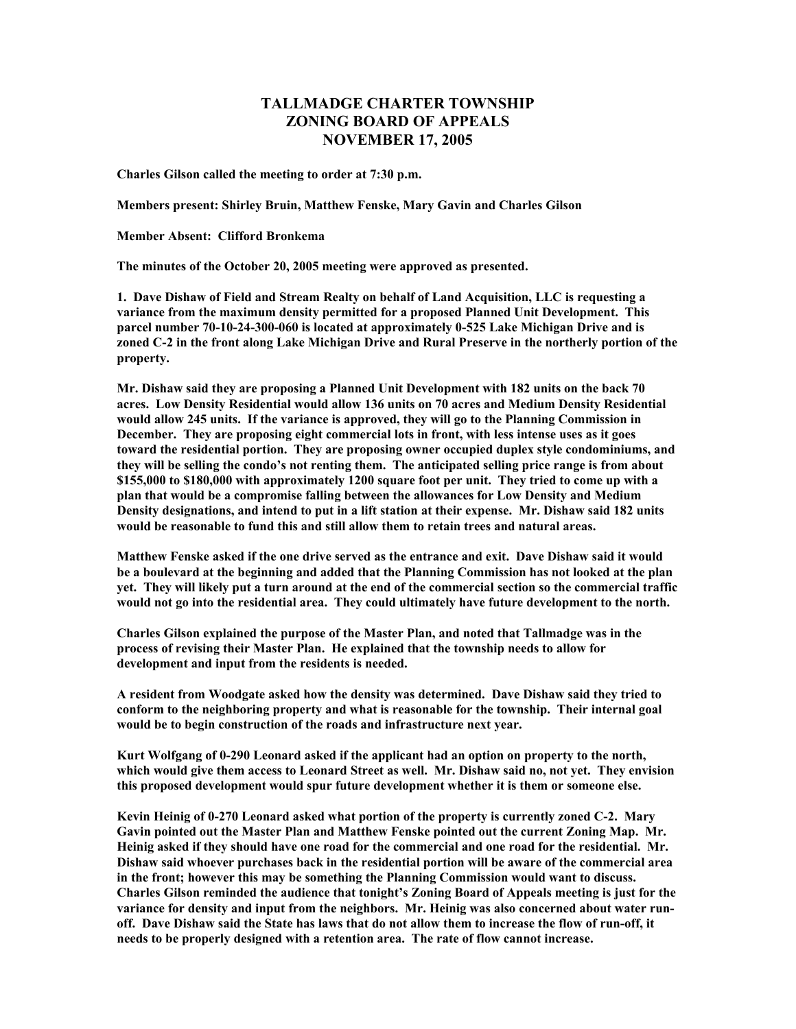# TALLMADGE CHARTER TOWNSHIP
# ZONING BOARD OF APPEALS
# NOVEMBER 17, 2005

**Charles Gilson called the meeting to order at 7:30 p.m.**

**Members present: Shirley Bruin, Matthew Fenske, Mary Gavin and Charles Gilson**

**Member Absent: Clifford Bronkema**

**The minutes of the October 20, 2005 meeting were approved as presented.**

**1. Dave Dishaw of Field and Stream Realty on behalf of Land Acquisition, LLC is requesting a variance from the maximum density permitted for a proposed Planned Unit Development. This parcel number 70-10-24-300-060 is located at approximately 0-525 Lake Michigan Drive and is zoned C-2 in the front along Lake Michigan Drive and Rural Preserve in the northerly portion of the property.**

**Mr. Dishaw said they are proposing a Planned Unit Development with 182 units on the back 70 acres. Low Density Residential would allow 136 units on 70 acres and Medium Density Residential would allow 245 units. If the variance is approved, they will go to the Planning Commission in December. They are proposing eight commercial lots in front, with less intense uses as it goes toward the residential portion. They are proposing owner occupied duplex style condominiums, and they will be selling the condo's not renting them. The anticipated selling price range is from about $155,000 to $180,000 with approximately 1200 square foot per unit. They tried to come up with a plan that would be a compromise falling between the allowances for Low Density and Medium Density designations, and intend to put in a lift station at their expense. Mr. Dishaw said 182 units would be reasonable to fund this and still allow them to retain trees and natural areas.**

**Matthew Fenske asked if the one drive served as the entrance and exit. Dave Dishaw said it would be a boulevard at the beginning and added that the Planning Commission has not looked at the plan yet. They will likely put a turn around at the end of the commercial section so the commercial traffic would not go into the residential area. They could ultimately have future development to the north.**

**Charles Gilson explained the purpose of the Master Plan, and noted that Tallmadge was in the process of revising their Master Plan. He explained that the township needs to allow for development and input from the residents is needed.**

**A resident from Woodgate asked how the density was determined. Dave Dishaw said they tried to conform to the neighboring property and what is reasonable for the township. Their internal goal would be to begin construction of the roads and infrastructure next year.**

**Kurt Wolfgang of 0-290 Leonard asked if the applicant had an option on property to the north, which would give them access to Leonard Street as well. Mr. Dishaw said no, not yet. They envision this proposed development would spur future development whether it is them or someone else.**

**Kevin Heinig of 0-270 Leonard asked what portion of the property is currently zoned C-2. Mary Gavin pointed out the Master Plan and Matthew Fenske pointed out the current Zoning Map. Mr. Heinig asked if they should have one road for the commercial and one road for the residential. Mr. Dishaw said whoever purchases back in the residential portion will be aware of the commercial area in the front; however this may be something the Planning Commission would want to discuss. Charles Gilson reminded the audience that tonight's Zoning Board of Appeals meeting is just for the variance for density and input from the neighbors. Mr. Heinig was also concerned about water run-off. Dave Dishaw said the State has laws that do not allow them to increase the flow of run-off, it needs to be properly designed with a retention area. The rate of flow cannot increase.**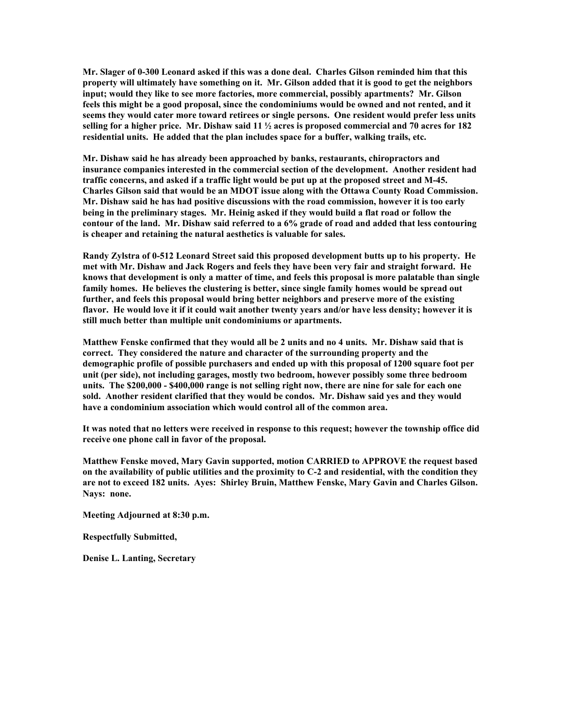**Mr. Slager of 0-300 Leonard asked if this was a done deal. Charles Gilson reminded him that this property will ultimately have something on it. Mr. Gilson added that it is good to get the neighbors input; would they like to see more factories, more commercial, possibly apartments? Mr. Gilson feels this might be a good proposal, since the condominiums would be owned and not rented, and it seems they would cater more toward retirees or single persons. One resident would prefer less units selling for a higher price. Mr. Dishaw said 11 ½ acres is proposed commercial and 70 acres for 182 residential units. He added that the plan includes space for a buffer, walking trails, etc.**

**Mr. Dishaw said he has already been approached by banks, restaurants, chiropractors and insurance companies interested in the commercial section of the development. Another resident had traffic concerns, and asked if a traffic light would be put up at the proposed street and M-45. Charles Gilson said that would be an MDOT issue along with the Ottawa County Road Commission. Mr. Dishaw said he has had positive discussions with the road commission, however it is too early being in the preliminary stages. Mr. Heinig asked if they would build a flat road or follow the contour of the land. Mr. Dishaw said referred to a 6% grade of road and added that less contouring is cheaper and retaining the natural aesthetics is valuable for sales.**

**Randy Zylstra of 0-512 Leonard Street said this proposed development butts up to his property. He met with Mr. Dishaw and Jack Rogers and feels they have been very fair and straight forward. He knows that development is only a matter of time, and feels this proposal is more palatable than single family homes. He believes the clustering is better, since single family homes would be spread out further, and feels this proposal would bring better neighbors and preserve more of the existing flavor. He would love it if it could wait another twenty years and/or have less density; however it is still much better than multiple unit condominiums or apartments.**

**Matthew Fenske confirmed that they would all be 2 units and no 4 units. Mr. Dishaw said that is correct. They considered the nature and character of the surrounding property and the demographic profile of possible purchasers and ended up with this proposal of 1200 square foot per unit (per side), not including garages, mostly two bedroom, however possibly some three bedroom units. The $200,000 - $400,000 range is not selling right now, there are nine for sale for each one sold. Another resident clarified that they would be condos. Mr. Dishaw said yes and they would have a condominium association which would control all of the common area.**

**It was noted that no letters were received in response to this request; however the township office did receive one phone call in favor of the proposal.**

**Matthew Fenske moved, Mary Gavin supported, motion CARRIED to APPROVE the request based on the availability of public utilities and the proximity to C-2 and residential, with the condition they are not to exceed 182 units. Ayes: Shirley Bruin, Matthew Fenske, Mary Gavin and Charles Gilson. Nays: none.**

**Meeting Adjourned at 8:30 p.m.**

**Respectfully Submitted,**

**Denise L. Lanting, Secretary**